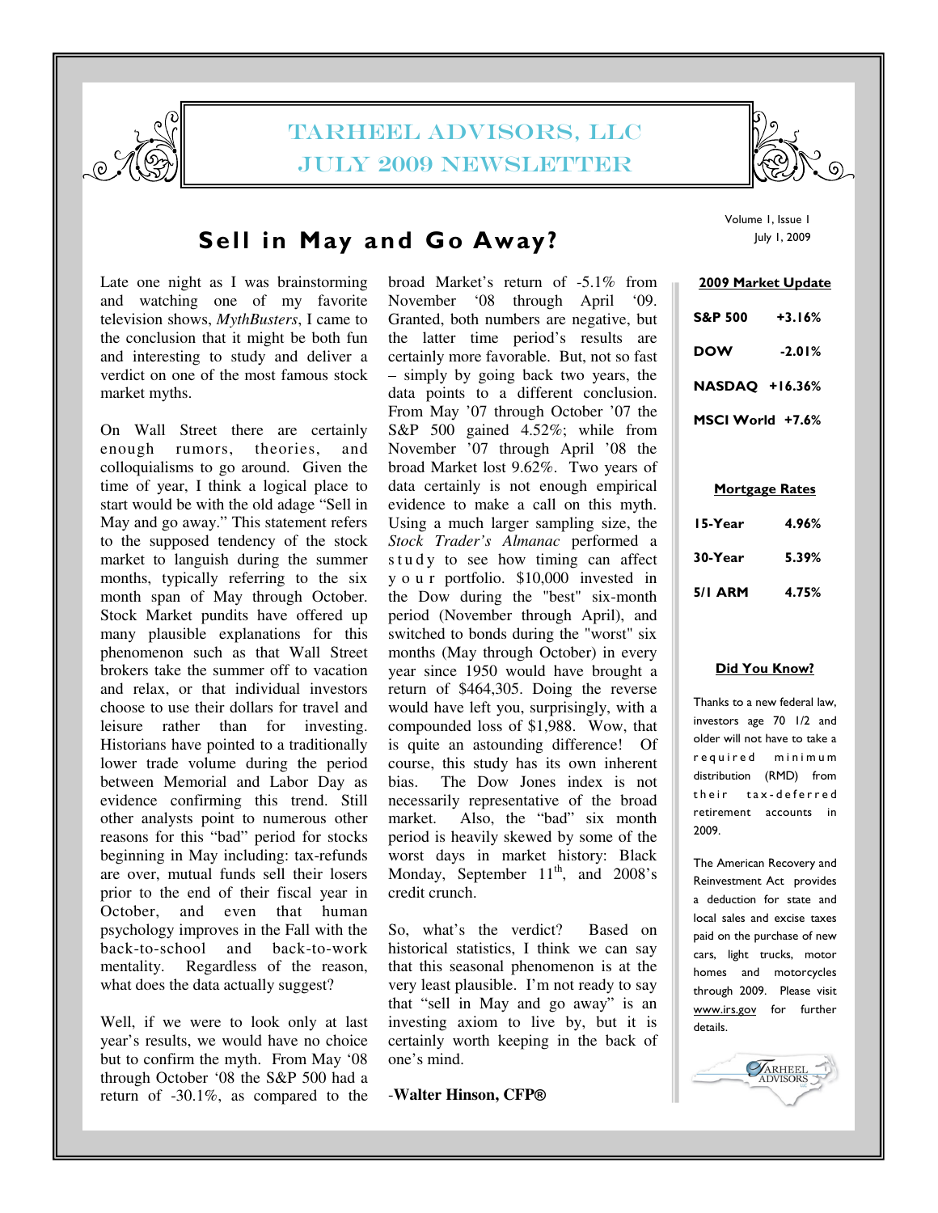# Tarheel Advisors, LLC
# July 2009 Newsletter

Volume 1, Issue 1
July 1, 2009

## Sell in May and Go Away?

Late one night as I was brainstorming and watching one of my favorite television shows, *MythBusters*, I came to the conclusion that it might be both fun and interesting to study and deliver a verdict on one of the most famous stock market myths.

On Wall Street there are certainly enough rumors, theories, and colloquialisms to go around. Given the time of year, I think a logical place to start would be with the old adage "Sell in May and go away." This statement refers to the supposed tendency of the stock market to languish during the summer months, typically referring to the six month span of May through October. Stock Market pundits have offered up many plausible explanations for this phenomenon such as that Wall Street brokers take the summer off to vacation and relax, or that individual investors choose to use their dollars for travel and leisure rather than for investing. Historians have pointed to a traditionally lower trade volume during the period between Memorial and Labor Day as evidence confirming this trend. Still other analysts point to numerous other reasons for this "bad" period for stocks beginning in May including: tax-refunds are over, mutual funds sell their losers prior to the end of their fiscal year in October, and even that human psychology improves in the Fall with the back-to-school and back-to-work mentality. Regardless of the reason, what does the data actually suggest?

Well, if we were to look only at last year's results, we would have no choice but to confirm the myth. From May '08 through October '08 the S&P 500 had a return of -30.1%, as compared to the broad Market's return of -5.1% from November '08 through April '09. Granted, both numbers are negative, but the latter time period's results are certainly more favorable. But, not so fast – simply by going back two years, the data points to a different conclusion. From May '07 through October '07 the S&P 500 gained 4.52%; while from November '07 through April '08 the broad Market lost 9.62%. Two years of data certainly is not enough empirical evidence to make a call on this myth. Using a much larger sampling size, the *Stock Trader's Almanac* performed a study to see how timing can affect your portfolio. $10,000 invested in the Dow during the "best" six-month period (November through April), and switched to bonds during the "worst" six months (May through October) in every year since 1950 would have brought a return of $464,305. Doing the reverse would have left you, surprisingly, with a compounded loss of $1,988. Wow, that is quite an astounding difference! Of course, this study has its own inherent bias. The Dow Jones index is not necessarily representative of the broad market. Also, the "bad" six month period is heavily skewed by some of the worst days in market history: Black Monday, September 11th, and 2008's credit crunch.

So, what's the verdict? Based on historical statistics, I think we can say that this seasonal phenomenon is at the very least plausible. I'm not ready to say that "sell in May and go away" is an investing axiom to live by, but it is certainly worth keeping in the back of one's mind.

-**Walter Hinson, CFP®**

### 2009 Market Update

| Index | Return |
|---|---|
| S&P 500 | +3.16% |
| DOW | -2.01% |
| NASDAQ | +16.36% |
| MSCI World | +7.6% |

### Mortgage Rates

| Type | Rate |
|---|---|
| 15-Year | 4.96% |
| 30-Year | 5.39% |
| 5/1 ARM | 4.75% |

### Did You Know?

Thanks to a new federal law, investors age 70 1/2 and older will not have to take a required minimum distribution (RMD) from their tax-deferred retirement accounts in 2009.

The American Recovery and Reinvestment Act provides a deduction for state and local sales and excise taxes paid on the purchase of new cars, light trucks, motor homes and motorcycles through 2009. Please visit www.irs.gov for further details.

Tarheel Advisors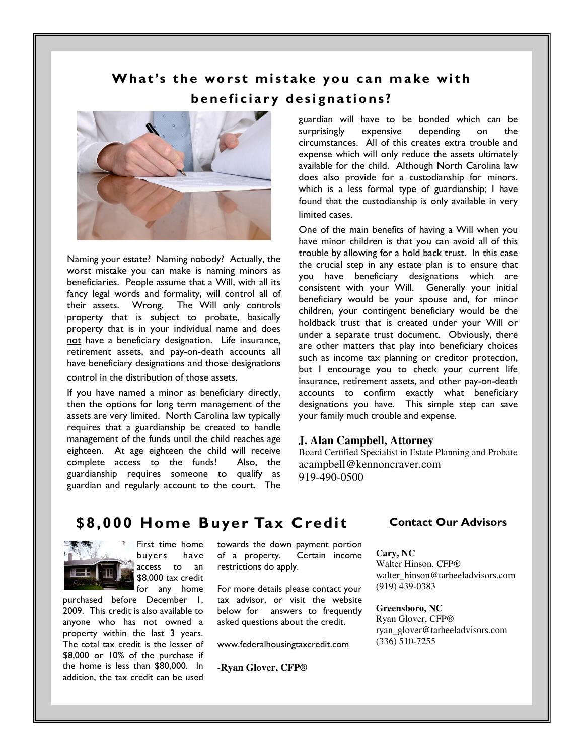## What's the worst mistake you can make with beneficiary designations?

Naming your estate? Naming nobody? Actually, the worst mistake you can make is naming minors as beneficiaries. People assume that a Will, with all its fancy legal words and formality, will control all of their assets. Wrong. The Will only controls property that is subject to probate, basically property that is in your individual name and does not have a beneficiary designation. Life insurance, retirement assets, and pay-on-death accounts all have beneficiary designations and those designations control in the distribution of those assets.

If you have named a minor as beneficiary directly, then the options for long term management of the assets are very limited. North Carolina law typically requires that a guardianship be created to handle management of the funds until the child reaches age eighteen. At age eighteen the child will receive complete access to the funds! Also, the guardianship requires someone to qualify as guardian and regularly account to the court. The guardian will have to be bonded which can be surprisingly expensive depending on the circumstances. All of this creates extra trouble and expense which will only reduce the assets ultimately available for the child. Although North Carolina law does also provide for a custodianship for minors, which is a less formal type of guardianship; I have found that the custodianship is only available in very limited cases.

One of the main benefits of having a Will when you have minor children is that you can avoid all of this trouble by allowing for a hold back trust. In this case the crucial step in any estate plan is to ensure that you have beneficiary designations which are consistent with your Will. Generally your initial beneficiary would be your spouse and, for minor children, your contingent beneficiary would be the holdback trust that is created under your Will or under a separate trust document. Obviously, there are other matters that play into beneficiary choices such as income tax planning or creditor protection, but I encourage you to check your current life insurance, retirement assets, and other pay-on-death accounts to confirm exactly what beneficiary designations you have. This simple step can save your family much trouble and expense.

**J. Alan Campbell, Attorney**
Board Certified Specialist in Estate Planning and Probate
acampbell@kennoncraver.com
919-490-0500

## $8,000 Home Buyer Tax Credit

First time home buyers have access to an $8,000 tax credit for any home purchased before December 1, 2009. This credit is also available to anyone who has not owned a property within the last 3 years. The total tax credit is the lesser of $8,000 or 10% of the purchase if the home is less than $80,000. In addition, the tax credit can be used towards the down payment portion of a property. Certain income restrictions do apply.

For more details please contact your tax advisor, or visit the website below for answers to frequently asked questions about the credit.

www.federalhousingtaxcredit.com

**-Ryan Glover, CFP®**

## Contact Our Advisors

**Cary, NC**
Walter Hinson, CFP®
walter_hinson@tarheeladvisors.com
(919) 439-0383

**Greensboro, NC**
Ryan Glover, CFP®
ryan_glover@tarheeladvisors.com
(336) 510-7255